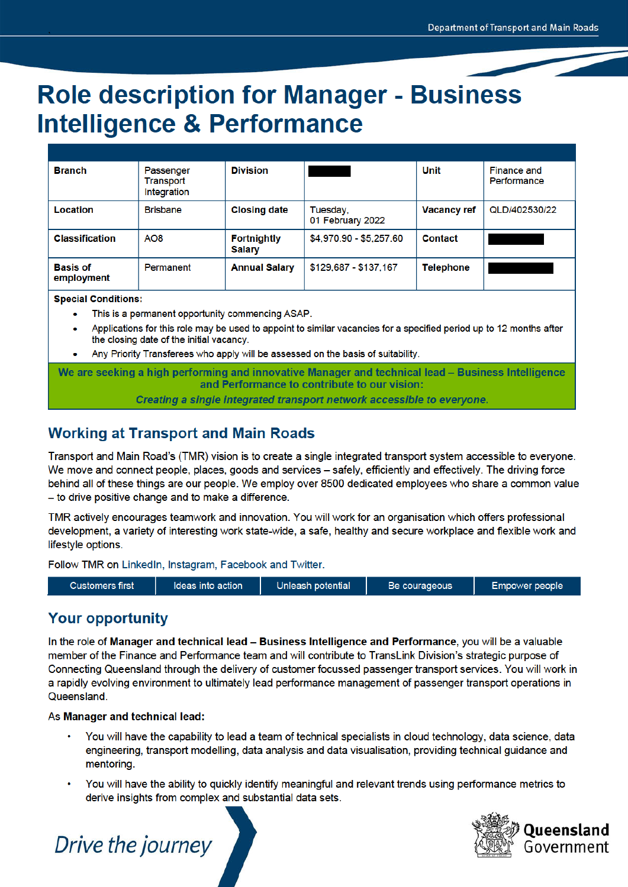# Role description for Manager - Business Intelligence & Performance

| Branch | Passenger Transport Integration | Division | | Unit | Finance and Performance |
|---|---|---|---|---|---|
| Location | Brisbane | Closing date | Tuesday, 01 February 2022 | Vacancy ref | QLD/402530/22 |
| Classification | AO8 | Fortnightly Salary | $4,970.90 - $5,257.60 | Contact | |
| Basis of employment | Permanent | Annual Salary | $129,687 - $137,167 | Telephone | |

**Special Conditions:**

- This is a permanent opportunity commencing ASAP.
- Applications for this role may be used to appoint to similar vacancies for a specified period up to 12 months after the closing date of the initial vacancy.
- Any Priority Transferees who apply will be assessed on the basis of suitability.

**We are seeking a high performing and innovative Manager and technical lead – Business Intelligence and Performance to contribute to our vision:**

***Creating a single integrated transport network accessible to everyone.***

## Working at Transport and Main Roads

Transport and Main Road's (TMR) vision is to create a single integrated transport system accessible to everyone. We move and connect people, places, goods and services – safely, efficiently and effectively. The driving force behind all of these things are our people. We employ over 8500 dedicated employees who share a common value – to drive positive change and to make a difference.

TMR actively encourages teamwork and innovation. You will work for an organisation which offers professional development, a variety of interesting work state-wide, a safe, healthy and secure workplace and flexible work and lifestyle options.

Follow TMR on LinkedIn, Instagram, Facebook and Twitter.

| Customers first | Ideas into action | Unleash potential | Be courageous | Empower people |
|---|---|---|---|---|

## Your opportunity

In the role of **Manager and technical lead – Business Intelligence and Performance**, you will be a valuable member of the Finance and Performance team and will contribute to TransLink Division's strategic purpose of Connecting Queensland through the delivery of customer focussed passenger transport services. You will work in a rapidly evolving environment to ultimately lead performance management of passenger transport operations in Queensland.

As **Manager and technical lead:**

- You will have the capability to lead a team of technical specialists in cloud technology, data science, data engineering, transport modelling, data analysis and data visualisation, providing technical guidance and mentoring.
- You will have the ability to quickly identify meaningful and relevant trends using performance metrics to derive insights from complex and substantial data sets.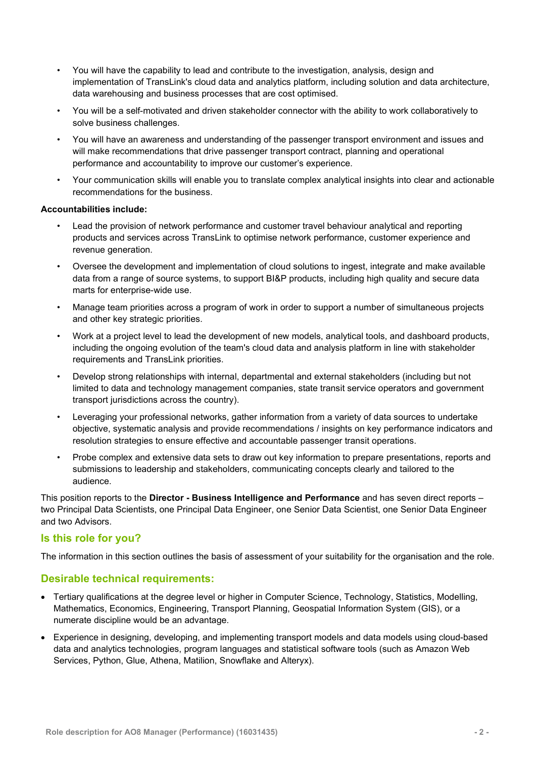- You will have the capability to lead and contribute to the investigation, analysis, design and implementation of TransLink's cloud data and analytics platform, including solution and data architecture, data warehousing and business processes that are cost optimised.
- You will be a self-motivated and driven stakeholder connector with the ability to work collaboratively to solve business challenges.
- You will have an awareness and understanding of the passenger transport environment and issues and will make recommendations that drive passenger transport contract, planning and operational performance and accountability to improve our customer's experience.
- Your communication skills will enable you to translate complex analytical insights into clear and actionable recommendations for the business.

**Accountabilities include:**

- Lead the provision of network performance and customer travel behaviour analytical and reporting products and services across TransLink to optimise network performance, customer experience and revenue generation.
- Oversee the development and implementation of cloud solutions to ingest, integrate and make available data from a range of source systems, to support BI&P products, including high quality and secure data marts for enterprise-wide use.
- Manage team priorities across a program of work in order to support a number of simultaneous projects and other key strategic priorities.
- Work at a project level to lead the development of new models, analytical tools, and dashboard products, including the ongoing evolution of the team's cloud data and analysis platform in line with stakeholder requirements and TransLink priorities.
- Develop strong relationships with internal, departmental and external stakeholders (including but not limited to data and technology management companies, state transit service operators and government transport jurisdictions across the country).
- Leveraging your professional networks, gather information from a variety of data sources to undertake objective, systematic analysis and provide recommendations / insights on key performance indicators and resolution strategies to ensure effective and accountable passenger transit operations.
- Probe complex and extensive data sets to draw out key information to prepare presentations, reports and submissions to leadership and stakeholders, communicating concepts clearly and tailored to the audience.

This position reports to the **Director - Business Intelligence and Performance** and has seven direct reports – two Principal Data Scientists, one Principal Data Engineer, one Senior Data Scientist, one Senior Data Engineer and two Advisors.

## Is this role for you?

The information in this section outlines the basis of assessment of your suitability for the organisation and the role.

## Desirable technical requirements:

- Tertiary qualifications at the degree level or higher in Computer Science, Technology, Statistics, Modelling, Mathematics, Economics, Engineering, Transport Planning, Geospatial Information System (GIS), or a numerate discipline would be an advantage.
- Experience in designing, developing, and implementing transport models and data models using cloud-based data and analytics technologies, program languages and statistical software tools (such as Amazon Web Services, Python, Glue, Athena, Matilion, Snowflake and Alteryx).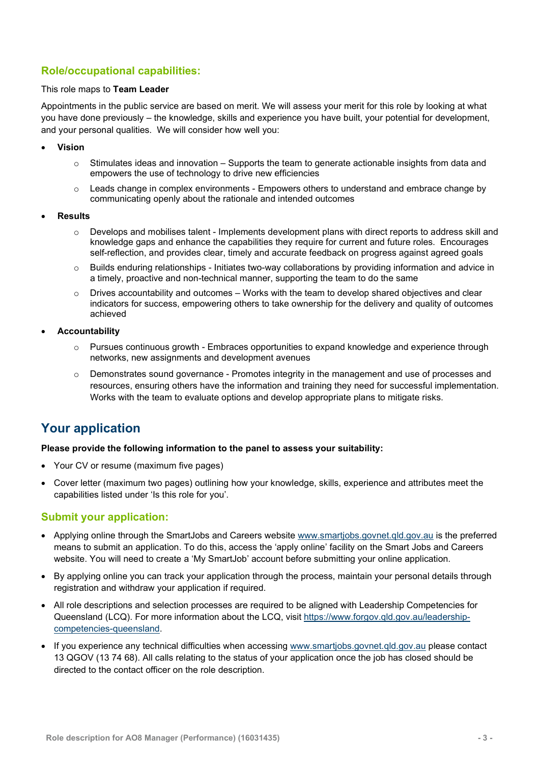### Role/occupational capabilities:

This role maps to **Team Leader**

Appointments in the public service are based on merit. We will assess your merit for this role by looking at what you have done previously – the knowledge, skills and experience you have built, your potential for development, and your personal qualities. We will consider how well you:

- **Vision**
  - Stimulates ideas and innovation – Supports the team to generate actionable insights from data and empowers the use of technology to drive new efficiencies
  - Leads change in complex environments - Empowers others to understand and embrace change by communicating openly about the rationale and intended outcomes
- **Results**
  - Develops and mobilises talent - Implements development plans with direct reports to address skill and knowledge gaps and enhance the capabilities they require for current and future roles. Encourages self-reflection, and provides clear, timely and accurate feedback on progress against agreed goals
  - Builds enduring relationships - Initiates two-way collaborations by providing information and advice in a timely, proactive and non-technical manner, supporting the team to do the same
  - Drives accountability and outcomes – Works with the team to develop shared objectives and clear indicators for success, empowering others to take ownership for the delivery and quality of outcomes achieved
- **Accountability**
  - Pursues continuous growth - Embraces opportunities to expand knowledge and experience through networks, new assignments and development avenues
  - Demonstrates sound governance - Promotes integrity in the management and use of processes and resources, ensuring others have the information and training they need for successful implementation. Works with the team to evaluate options and develop appropriate plans to mitigate risks.

## Your application

**Please provide the following information to the panel to assess your suitability:**

- Your CV or resume (maximum five pages)
- Cover letter (maximum two pages) outlining how your knowledge, skills, experience and attributes meet the capabilities listed under 'Is this role for you'.

### Submit your application:

- Applying online through the SmartJobs and Careers website www.smartjobs.govnet.qld.gov.au is the preferred means to submit an application. To do this, access the 'apply online' facility on the Smart Jobs and Careers website. You will need to create a 'My SmartJob' account before submitting your online application.
- By applying online you can track your application through the process, maintain your personal details through registration and withdraw your application if required.
- All role descriptions and selection processes are required to be aligned with Leadership Competencies for Queensland (LCQ). For more information about the LCQ, visit https://www.forgov.qld.gov.au/leadership-competencies-queensland.
- If you experience any technical difficulties when accessing www.smartjobs.govnet.qld.gov.au please contact 13 QGOV (13 74 68). All calls relating to the status of your application once the job has closed should be directed to the contact officer on the role description.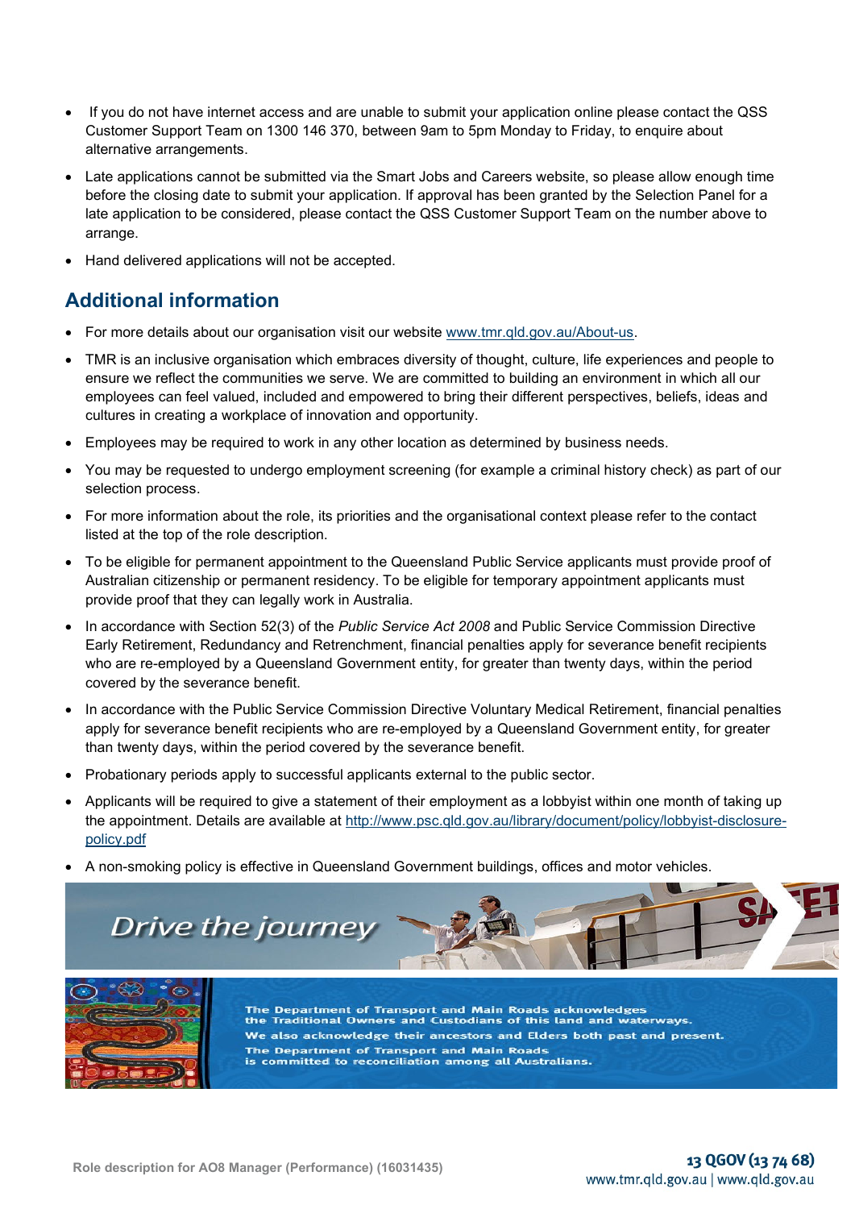- If you do not have internet access and are unable to submit your application online please contact the QSS Customer Support Team on 1300 146 370, between 9am to 5pm Monday to Friday, to enquire about alternative arrangements.
- Late applications cannot be submitted via the Smart Jobs and Careers website, so please allow enough time before the closing date to submit your application. If approval has been granted by the Selection Panel for a late application to be considered, please contact the QSS Customer Support Team on the number above to arrange.
- Hand delivered applications will not be accepted.

## Additional information

- For more details about our organisation visit our website www.tmr.qld.gov.au/About-us.
- TMR is an inclusive organisation which embraces diversity of thought, culture, life experiences and people to ensure we reflect the communities we serve. We are committed to building an environment in which all our employees can feel valued, included and empowered to bring their different perspectives, beliefs, ideas and cultures in creating a workplace of innovation and opportunity.
- Employees may be required to work in any other location as determined by business needs.
- You may be requested to undergo employment screening (for example a criminal history check) as part of our selection process.
- For more information about the role, its priorities and the organisational context please refer to the contact listed at the top of the role description.
- To be eligible for permanent appointment to the Queensland Public Service applicants must provide proof of Australian citizenship or permanent residency. To be eligible for temporary appointment applicants must provide proof that they can legally work in Australia.
- In accordance with Section 52(3) of the *Public Service Act 2008* and Public Service Commission Directive Early Retirement, Redundancy and Retrenchment, financial penalties apply for severance benefit recipients who are re-employed by a Queensland Government entity, for greater than twenty days, within the period covered by the severance benefit.
- In accordance with the Public Service Commission Directive Voluntary Medical Retirement, financial penalties apply for severance benefit recipients who are re-employed by a Queensland Government entity, for greater than twenty days, within the period covered by the severance benefit.
- Probationary periods apply to successful applicants external to the public sector.
- Applicants will be required to give a statement of their employment as a lobbyist within one month of taking up the appointment. Details are available at http://www.psc.qld.gov.au/library/document/policy/lobbyist-disclosure-policy.pdf
- A non-smoking policy is effective in Queensland Government buildings, offices and motor vehicles.

Drive the journey

The Department of Transport and Main Roads acknowledges the Traditional Owners and Custodians of this land and waterways.
We also acknowledge their ancestors and Elders both past and present.
The Department of Transport and Main Roads is committed to reconciliation among all Australians.